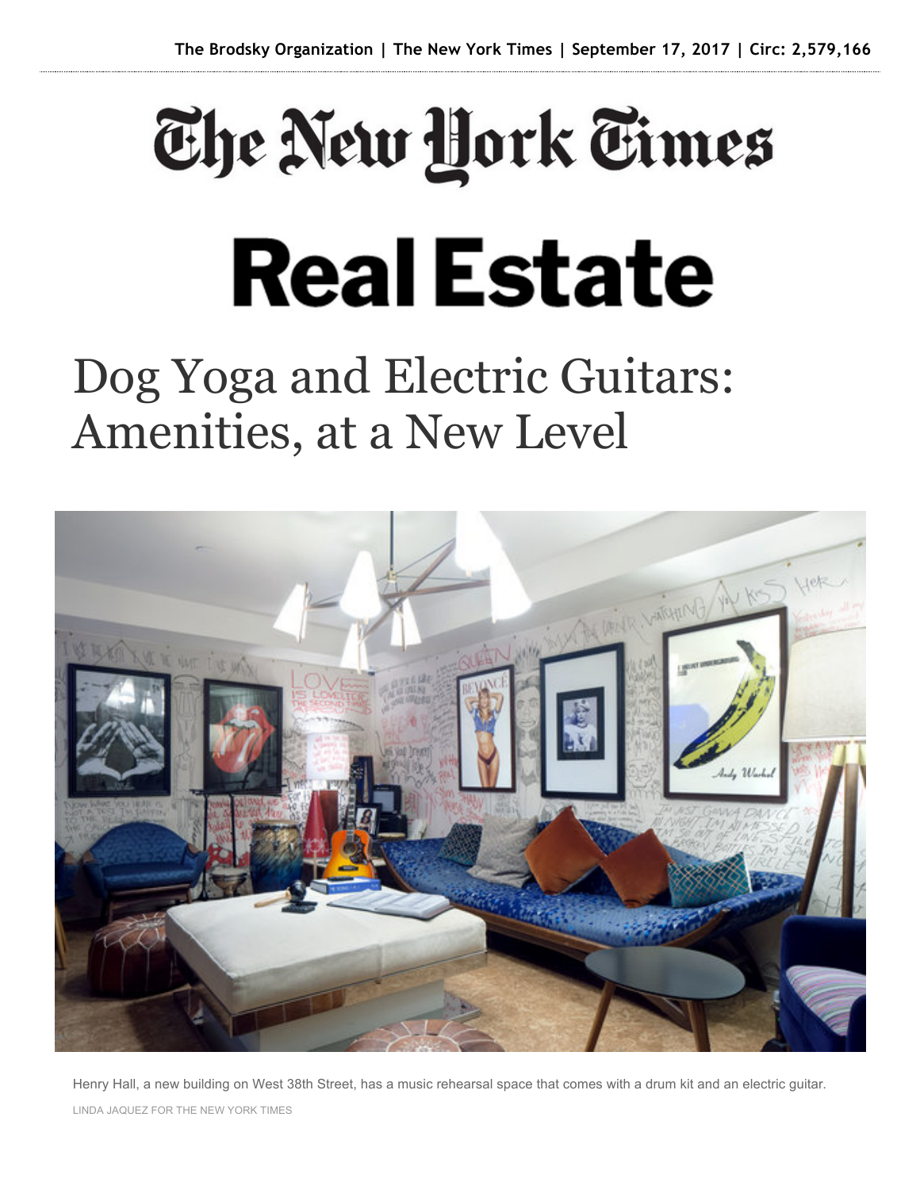# The New York Times

# Real Estate

## Dog Yoga and Electric Guitars: Amenities, at a New Level

Henry Hall, a new building on West 38th Street, has a music rehearsal space that comes with a drum kit and an electric guitar.

LINDA JAQUEZ FOR THE NEW YORK TIMES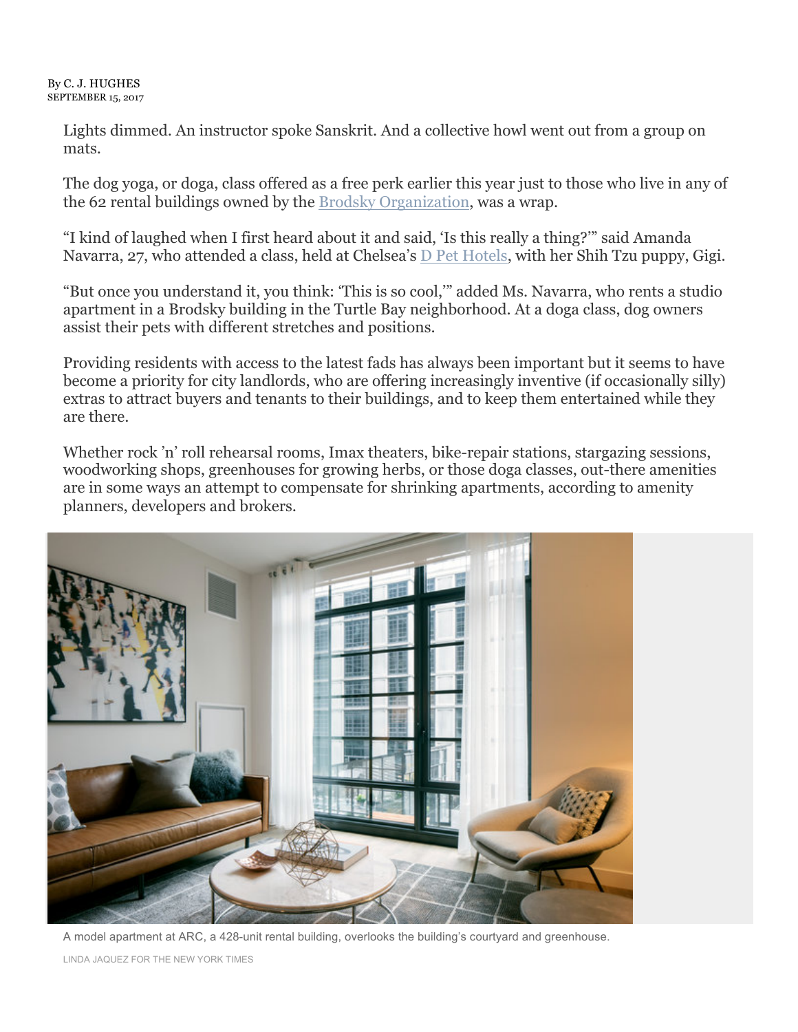By C. J. HUGHES
SEPTEMBER 15, 2017

Lights dimmed. An instructor spoke Sanskrit. And a collective howl went out from a group on mats.

The dog yoga, or doga, class offered as a free perk earlier this year just to those who live in any of the 62 rental buildings owned by the Brodsky Organization, was a wrap.

“I kind of laughed when I first heard about it and said, ‘Is this really a thing?’” said Amanda Navarra, 27, who attended a class, held at Chelsea’s D Pet Hotels, with her Shih Tzu puppy, Gigi.

“But once you understand it, you think: ‘This is so cool,’” added Ms. Navarra, who rents a studio apartment in a Brodsky building in the Turtle Bay neighborhood. At a doga class, dog owners assist their pets with different stretches and positions.

Providing residents with access to the latest fads has always been important but it seems to have become a priority for city landlords, who are offering increasingly inventive (if occasionally silly) extras to attract buyers and tenants to their buildings, and to keep them entertained while they are there.

Whether rock ’n’ roll rehearsal rooms, Imax theaters, bike-repair stations, stargazing sessions, woodworking shops, greenhouses for growing herbs, or those doga classes, out-there amenities are in some ways an attempt to compensate for shrinking apartments, according to amenity planners, developers and brokers.

A model apartment at ARC, a 428-unit rental building, overlooks the building’s courtyard and greenhouse.

LINDA JAQUEZ FOR THE NEW YORK TIMES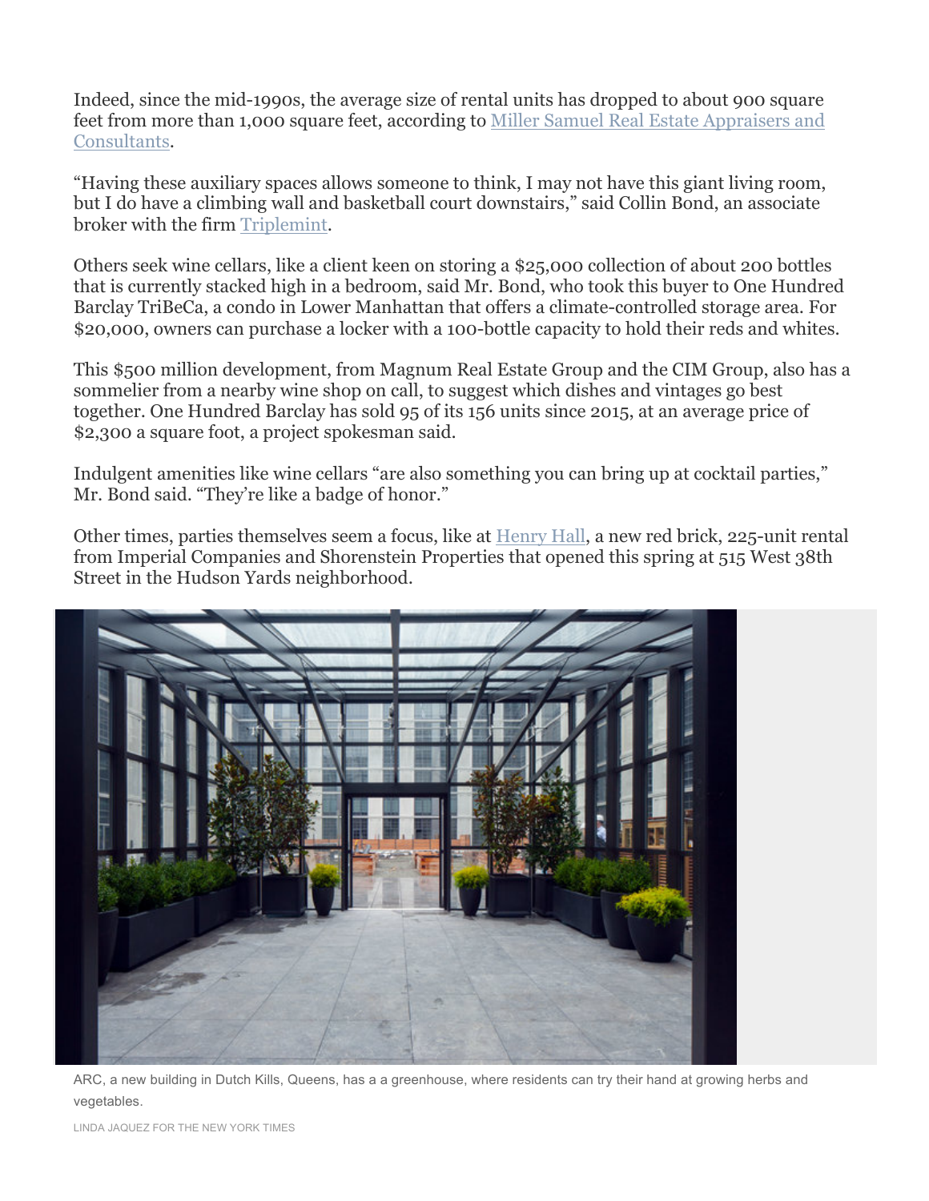Indeed, since the mid-1990s, the average size of rental units has dropped to about 900 square feet from more than 1,000 square feet, according to Miller Samuel Real Estate Appraisers and Consultants.

“Having these auxiliary spaces allows someone to think, I may not have this giant living room, but I do have a climbing wall and basketball court downstairs,” said Collin Bond, an associate broker with the firm Triplemint.

Others seek wine cellars, like a client keen on storing a $25,000 collection of about 200 bottles that is currently stacked high in a bedroom, said Mr. Bond, who took this buyer to One Hundred Barclay TriBeCa, a condo in Lower Manhattan that offers a climate-controlled storage area. For $20,000, owners can purchase a locker with a 100-bottle capacity to hold their reds and whites.

This $500 million development, from Magnum Real Estate Group and the CIM Group, also has a sommelier from a nearby wine shop on call, to suggest which dishes and vintages go best together. One Hundred Barclay has sold 95 of its 156 units since 2015, at an average price of $2,300 a square foot, a project spokesman said.

Indulgent amenities like wine cellars “are also something you can bring up at cocktail parties,” Mr. Bond said. “They’re like a badge of honor.”

Other times, parties themselves seem a focus, like at Henry Hall, a new red brick, 225-unit rental from Imperial Companies and Shorenstein Properties that opened this spring at 515 West 38th Street in the Hudson Yards neighborhood.

ARC, a new building in Dutch Kills, Queens, has a a greenhouse, where residents can try their hand at growing herbs and vegetables.

LINDA JAQUEZ FOR THE NEW YORK TIMES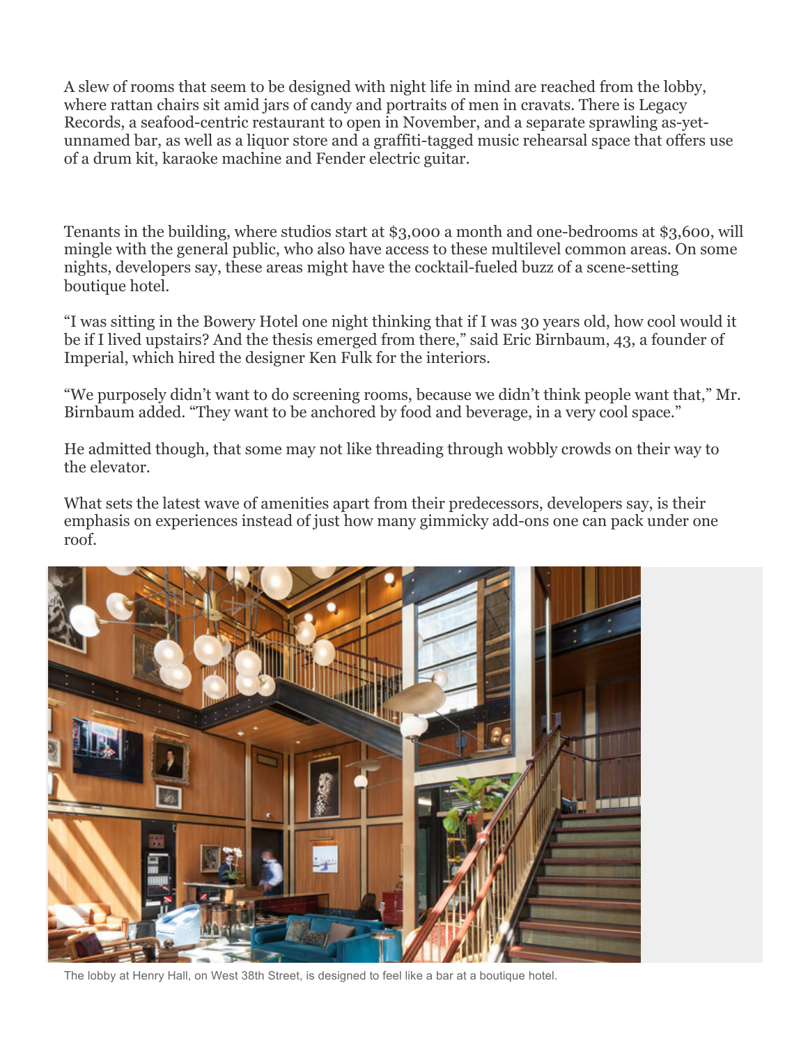A slew of rooms that seem to be designed with night life in mind are reached from the lobby, where rattan chairs sit amid jars of candy and portraits of men in cravats. There is Legacy Records, a seafood-centric restaurant to open in November, and a separate sprawling as-yet-unnamed bar, as well as a liquor store and a graffiti-tagged music rehearsal space that offers use of a drum kit, karaoke machine and Fender electric guitar.

Tenants in the building, where studios start at $3,000 a month and one-bedrooms at $3,600, will mingle with the general public, who also have access to these multilevel common areas. On some nights, developers say, these areas might have the cocktail-fueled buzz of a scene-setting boutique hotel.

"I was sitting in the Bowery Hotel one night thinking that if I was 30 years old, how cool would it be if I lived upstairs? And the thesis emerged from there," said Eric Birnbaum, 43, a founder of Imperial, which hired the designer Ken Fulk for the interiors.

"We purposely didn't want to do screening rooms, because we didn't think people want that," Mr. Birnbaum added. "They want to be anchored by food and beverage, in a very cool space."

He admitted though, that some may not like threading through wobbly crowds on their way to the elevator.

What sets the latest wave of amenities apart from their predecessors, developers say, is their emphasis on experiences instead of just how many gimmicky add-ons one can pack under one roof.

The lobby at Henry Hall, on West 38th Street, is designed to feel like a bar at a boutique hotel.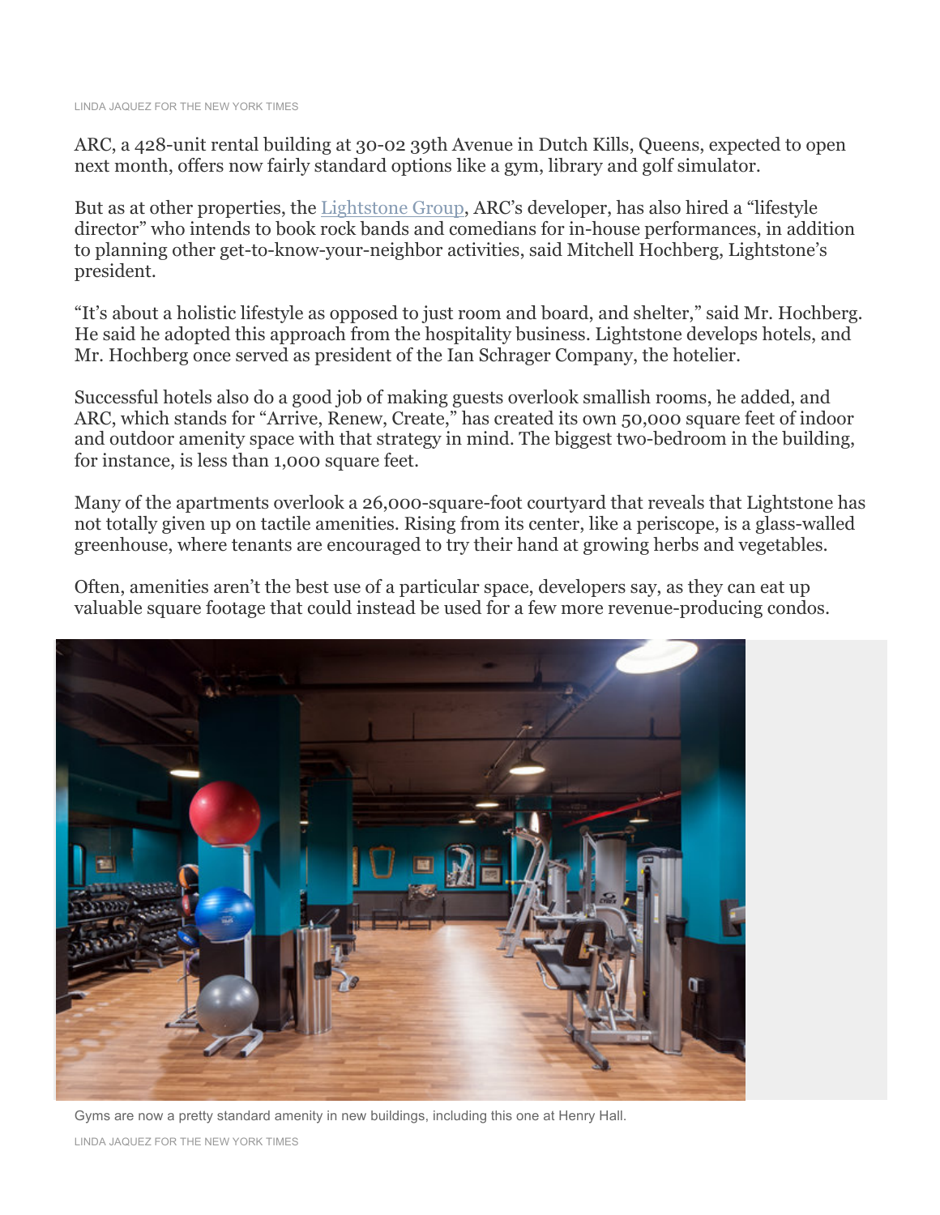LINDA JAQUEZ FOR THE NEW YORK TIMES

ARC, a 428-unit rental building at 30-02 39th Avenue in Dutch Kills, Queens, expected to open next month, offers now fairly standard options like a gym, library and golf simulator.

But as at other properties, the Lightstone Group, ARC's developer, has also hired a "lifestyle director" who intends to book rock bands and comedians for in-house performances, in addition to planning other get-to-know-your-neighbor activities, said Mitchell Hochberg, Lightstone's president.

"It's about a holistic lifestyle as opposed to just room and board, and shelter," said Mr. Hochberg. He said he adopted this approach from the hospitality business. Lightstone develops hotels, and Mr. Hochberg once served as president of the Ian Schrager Company, the hotelier.

Successful hotels also do a good job of making guests overlook smallish rooms, he added, and ARC, which stands for "Arrive, Renew, Create," has created its own 50,000 square feet of indoor and outdoor amenity space with that strategy in mind. The biggest two-bedroom in the building, for instance, is less than 1,000 square feet.

Many of the apartments overlook a 26,000-square-foot courtyard that reveals that Lightstone has not totally given up on tactile amenities. Rising from its center, like a periscope, is a glass-walled greenhouse, where tenants are encouraged to try their hand at growing herbs and vegetables.

Often, amenities aren't the best use of a particular space, developers say, as they can eat up valuable square footage that could instead be used for a few more revenue-producing condos.

Gyms are now a pretty standard amenity in new buildings, including this one at Henry Hall.

LINDA JAQUEZ FOR THE NEW YORK TIMES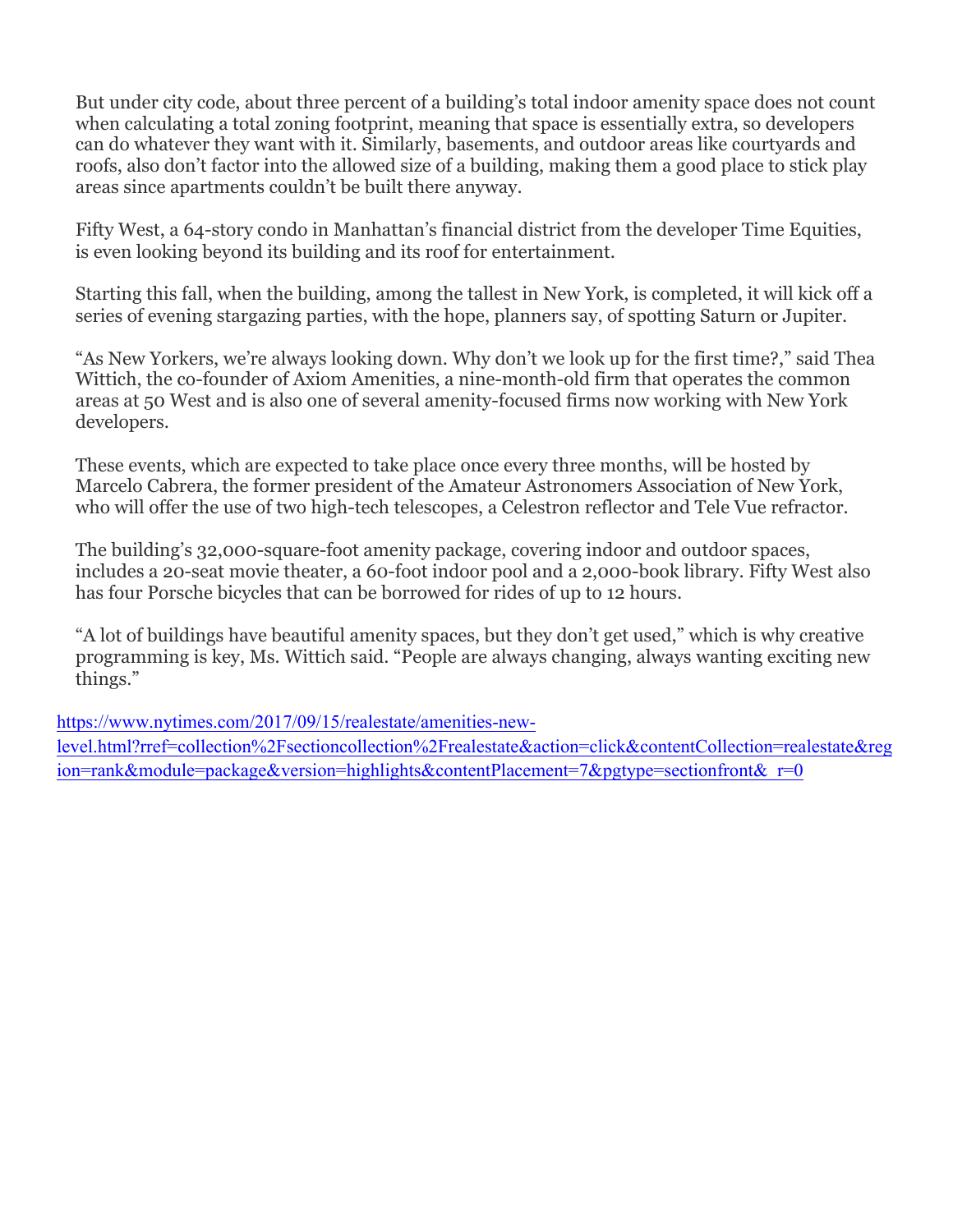But under city code, about three percent of a building's total indoor amenity space does not count when calculating a total zoning footprint, meaning that space is essentially extra, so developers can do whatever they want with it. Similarly, basements, and outdoor areas like courtyards and roofs, also don't factor into the allowed size of a building, making them a good place to stick play areas since apartments couldn't be built there anyway.

Fifty West, a 64-story condo in Manhattan's financial district from the developer Time Equities, is even looking beyond its building and its roof for entertainment.

Starting this fall, when the building, among the tallest in New York, is completed, it will kick off a series of evening stargazing parties, with the hope, planners say, of spotting Saturn or Jupiter.

"As New Yorkers, we're always looking down. Why don't we look up for the first time?," said Thea Wittich, the co-founder of Axiom Amenities, a nine-month-old firm that operates the common areas at 50 West and is also one of several amenity-focused firms now working with New York developers.

These events, which are expected to take place once every three months, will be hosted by Marcelo Cabrera, the former president of the Amateur Astronomers Association of New York, who will offer the use of two high-tech telescopes, a Celestron reflector and Tele Vue refractor.

The building's 32,000-square-foot amenity package, covering indoor and outdoor spaces, includes a 20-seat movie theater, a 60-foot indoor pool and a 2,000-book library. Fifty West also has four Porsche bicycles that can be borrowed for rides of up to 12 hours.

"A lot of buildings have beautiful amenity spaces, but they don't get used," which is why creative programming is key, Ms. Wittich said. "People are always changing, always wanting exciting new things."

https://www.nytimes.com/2017/09/15/realestate/amenities-new-level.html?rref=collection%2Fsectioncollection%2Frealestate&action=click&contentCollection=realestate&region=rank&module=package&version=highlights&contentPlacement=7&pgtype=sectionfront&_r=0